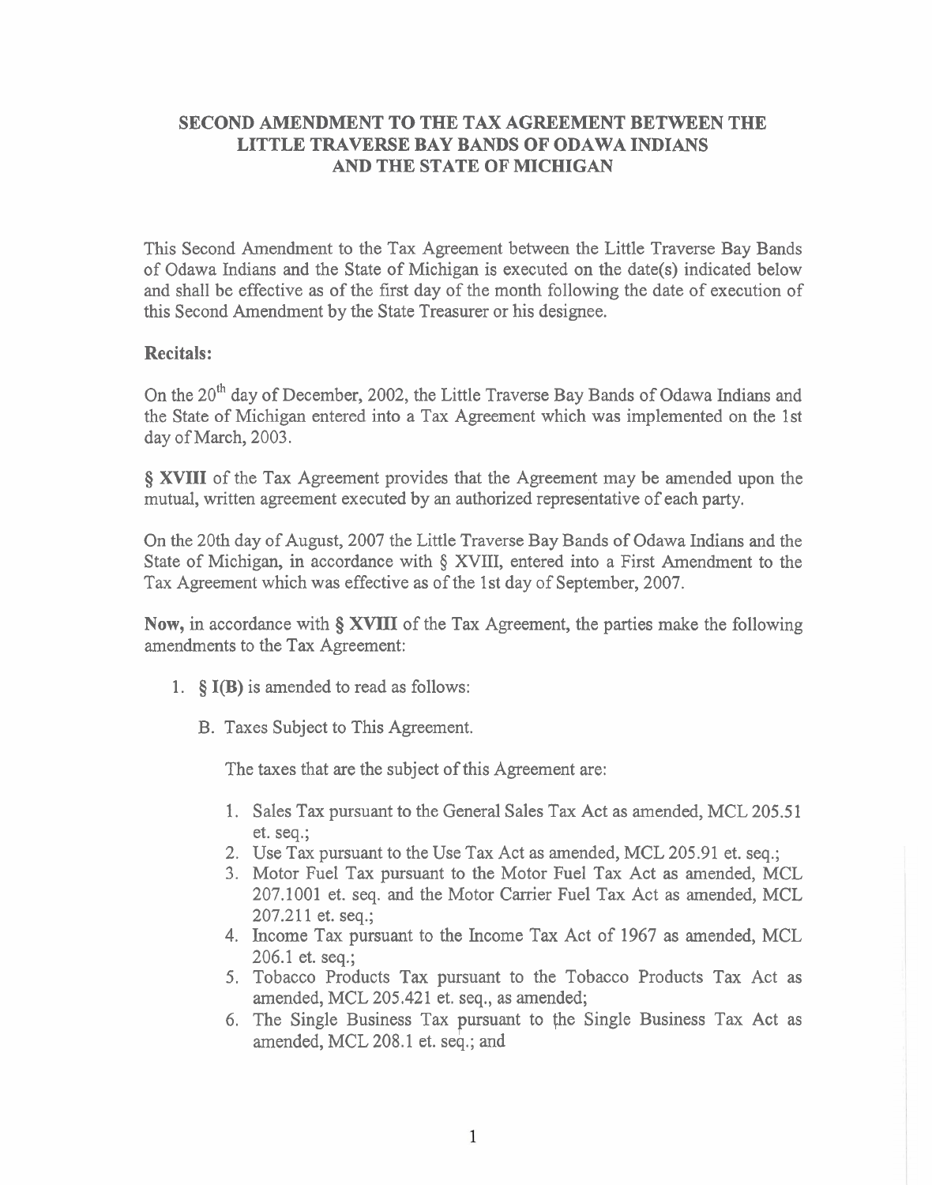# SECOND AMENDMENT TO THE TAX AGREEMENT BETWEEN THE LITTLE TRAVERSE BAY BANDS OF ODAWA INDIANS AND THE STATE OF MICHIGAN

This Second Amendment to the Tax Agreement between the Little Traverse Bay Bands of Odawa Indians and the State of Michigan is executed on the date(s) indicated below and shall be effective as of the first day of the month following the date of execution of this Second Amendment by the State Treasurer or his designee.

**Recitals:**

On the 20th day of December, 2002, the Little Traverse Bay Bands of Odawa Indians and the State of Michigan entered into a Tax Agreement which was implemented on the 1st day of March, 2003.

**§ XVIII** of the Tax Agreement provides that the Agreement may be amended upon the mutual, written agreement executed by an authorized representative of each party.

On the 20th day of August, 2007 the Little Traverse Bay Bands of Odawa Indians and the State of Michigan, in accordance with § XVIII, entered into a First Amendment to the Tax Agreement which was effective as of the 1st day of September, 2007.

**Now,** in accordance with **§ XVIII** of the Tax Agreement, the parties make the following amendments to the Tax Agreement:

1. **§ I(B)** is amended to read as follows:

   B. Taxes Subject to This Agreement.

   The taxes that are the subject of this Agreement are:

   1. Sales Tax pursuant to the General Sales Tax Act as amended, MCL 205.51 et. seq.;
   2. Use Tax pursuant to the Use Tax Act as amended, MCL 205.91 et. seq.;
   3. Motor Fuel Tax pursuant to the Motor Fuel Tax Act as amended, MCL 207.1001 et. seq. and the Motor Carrier Fuel Tax Act as amended, MCL 207.211 et. seq.;
   4. Income Tax pursuant to the Income Tax Act of 1967 as amended, MCL 206.1 et. seq.;
   5. Tobacco Products Tax pursuant to the Tobacco Products Tax Act as amended, MCL 205.421 et. seq., as amended;
   6. The Single Business Tax pursuant to the Single Business Tax Act as amended, MCL 208.1 et. seq.; and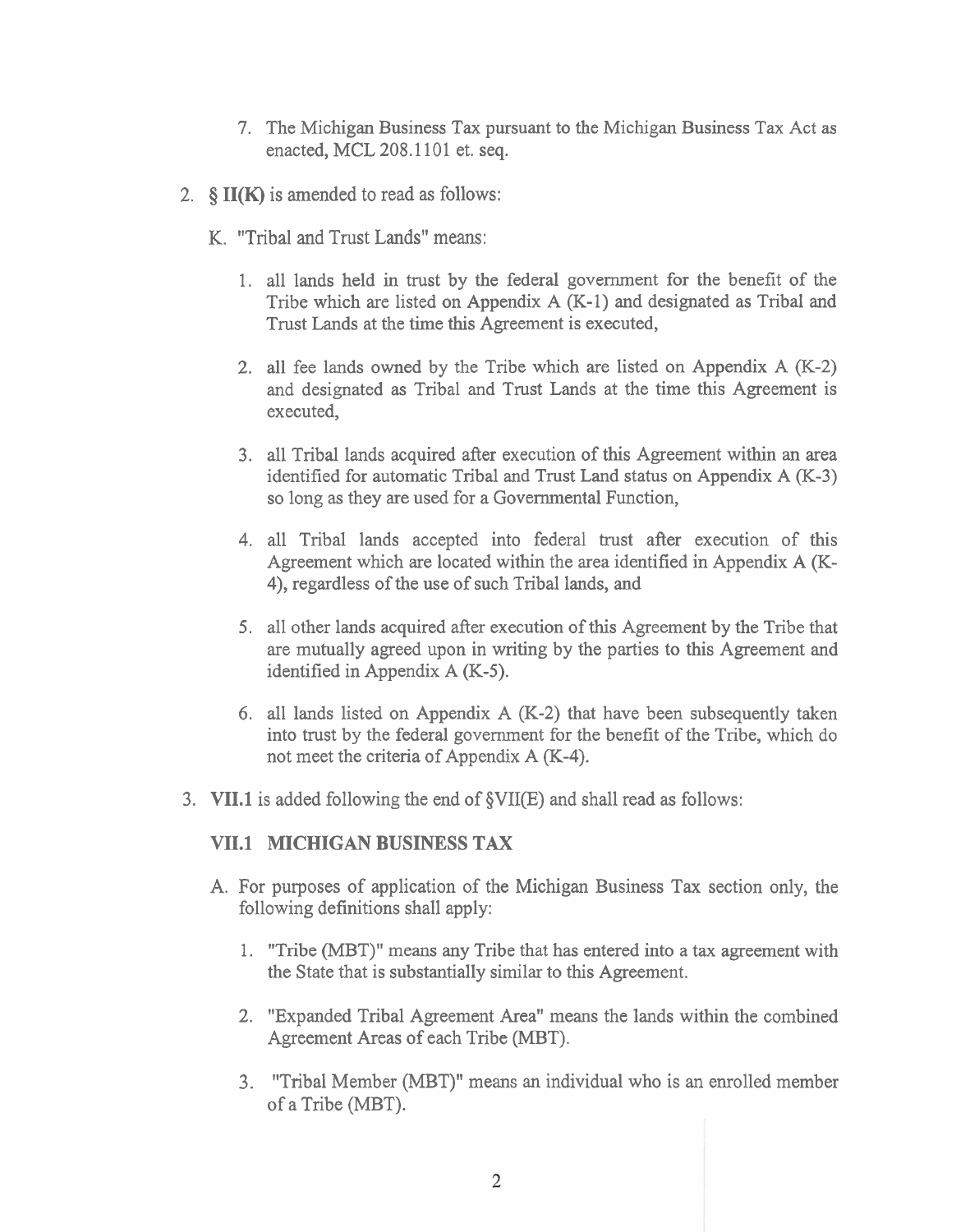7. The Michigan Business Tax pursuant to the Michigan Business Tax Act as enacted, MCL 208.1101 et. seq.

2. § **II(K)** is amended to read as follows:

   K. "Tribal and Trust Lands" means:

   1. all lands held in trust by the federal government for the benefit of the Tribe which are listed on Appendix A (K-1) and designated as Tribal and Trust Lands at the time this Agreement is executed,

   2. all fee lands owned by the Tribe which are listed on Appendix A (K-2) and designated as Tribal and Trust Lands at the time this Agreement is executed,

   3. all Tribal lands acquired after execution of this Agreement within an area identified for automatic Tribal and Trust Land status on Appendix A (K-3) so long as they are used for a Governmental Function,

   4. all Tribal lands accepted into federal trust after execution of this Agreement which are located within the area identified in Appendix A (K-4), regardless of the use of such Tribal lands, and

   5. all other lands acquired after execution of this Agreement by the Tribe that are mutually agreed upon in writing by the parties to this Agreement and identified in Appendix A (K-5).

   6. all lands listed on Appendix A (K-2) that have been subsequently taken into trust by the federal government for the benefit of the Tribe, which do not meet the criteria of Appendix A (K-4).

3. **VII.1** is added following the end of §VII(E) and shall read as follows:

   **VII.1 MICHIGAN BUSINESS TAX**

   A. For purposes of application of the Michigan Business Tax section only, the following definitions shall apply:

   1. "Tribe (MBT)" means any Tribe that has entered into a tax agreement with the State that is substantially similar to this Agreement.

   2. "Expanded Tribal Agreement Area" means the lands within the combined Agreement Areas of each Tribe (MBT).

   3. "Tribal Member (MBT)" means an individual who is an enrolled member of a Tribe (MBT).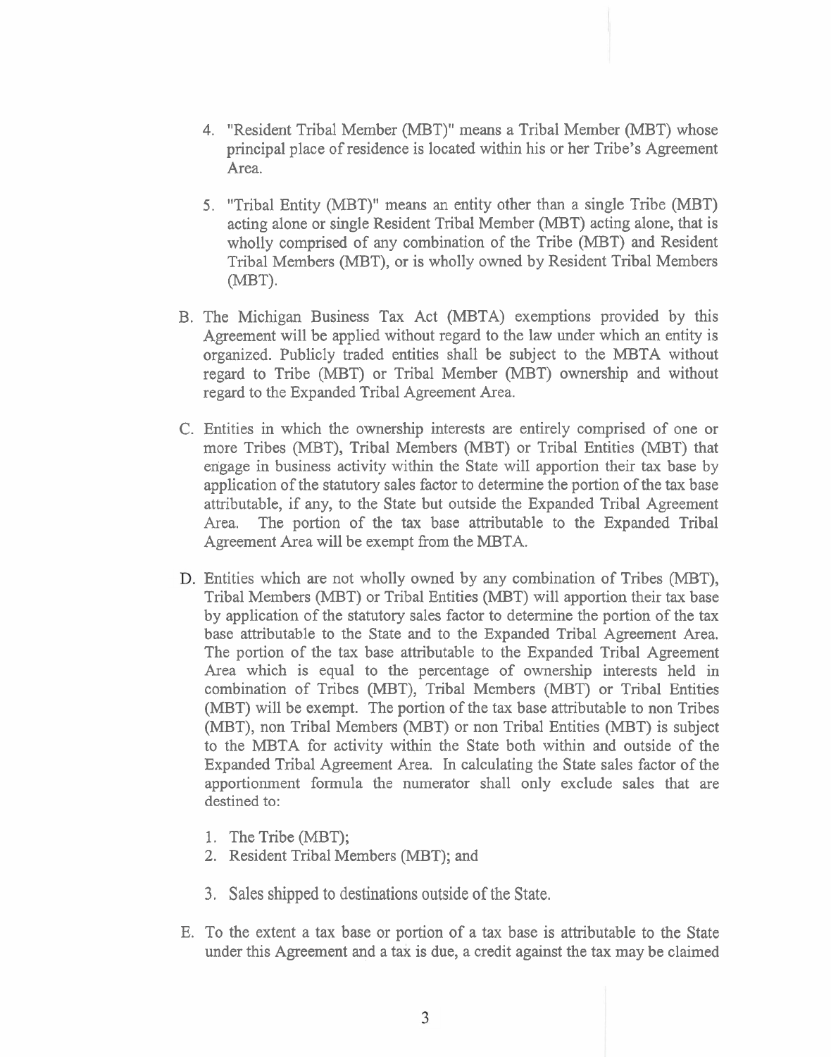4. "Resident Tribal Member (MBT)" means a Tribal Member (MBT) whose principal place of residence is located within his or her Tribe's Agreement Area.

5. "Tribal Entity (MBT)" means an entity other than a single Tribe (MBT) acting alone or single Resident Tribal Member (MBT) acting alone, that is wholly comprised of any combination of the Tribe (MBT) and Resident Tribal Members (MBT), or is wholly owned by Resident Tribal Members (MBT).

B. The Michigan Business Tax Act (MBTA) exemptions provided by this Agreement will be applied without regard to the law under which an entity is organized. Publicly traded entities shall be subject to the MBTA without regard to Tribe (MBT) or Tribal Member (MBT) ownership and without regard to the Expanded Tribal Agreement Area.

C. Entities in which the ownership interests are entirely comprised of one or more Tribes (MBT), Tribal Members (MBT) or Tribal Entities (MBT) that engage in business activity within the State will apportion their tax base by application of the statutory sales factor to determine the portion of the tax base attributable, if any, to the State but outside the Expanded Tribal Agreement Area. The portion of the tax base attributable to the Expanded Tribal Agreement Area will be exempt from the MBTA.

D. Entities which are not wholly owned by any combination of Tribes (MBT), Tribal Members (MBT) or Tribal Entities (MBT) will apportion their tax base by application of the statutory sales factor to determine the portion of the tax base attributable to the State and to the Expanded Tribal Agreement Area. The portion of the tax base attributable to the Expanded Tribal Agreement Area which is equal to the percentage of ownership interests held in combination of Tribes (MBT), Tribal Members (MBT) or Tribal Entities (MBT) will be exempt. The portion of the tax base attributable to non Tribes (MBT), non Tribal Members (MBT) or non Tribal Entities (MBT) is subject to the MBTA for activity within the State both within and outside of the Expanded Tribal Agreement Area. In calculating the State sales factor of the apportionment formula the numerator shall only exclude sales that are destined to:

1. The Tribe (MBT);
2. Resident Tribal Members (MBT); and
3. Sales shipped to destinations outside of the State.

E. To the extent a tax base or portion of a tax base is attributable to the State under this Agreement and a tax is due, a credit against the tax may be claimed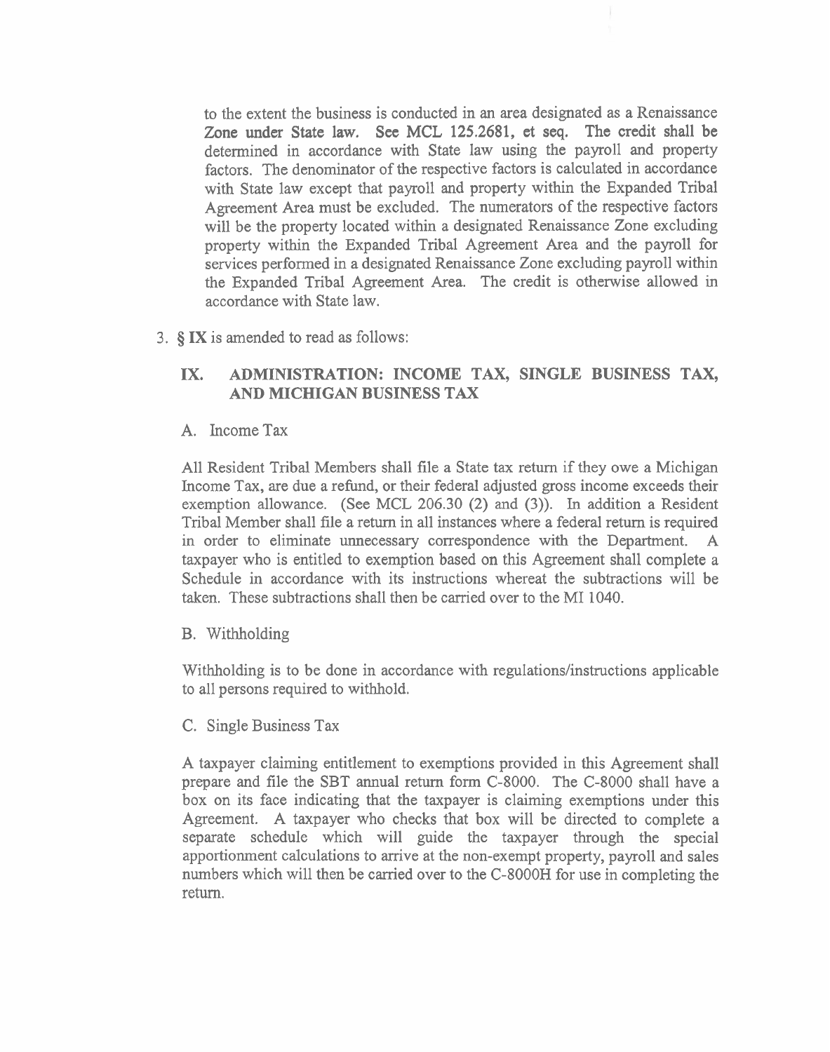to the extent the business is conducted in an area designated as a Renaissance Zone under State law. See MCL 125.2681, et seq. The credit shall be determined in accordance with State law using the payroll and property factors. The denominator of the respective factors is calculated in accordance with State law except that payroll and property within the Expanded Tribal Agreement Area must be excluded. The numerators of the respective factors will be the property located within a designated Renaissance Zone excluding property within the Expanded Tribal Agreement Area and the payroll for services performed in a designated Renaissance Zone excluding payroll within the Expanded Tribal Agreement Area. The credit is otherwise allowed in accordance with State law.

3. **§ IX** is amended to read as follows:

## IX. ADMINISTRATION: INCOME TAX, SINGLE BUSINESS TAX, AND MICHIGAN BUSINESS TAX

A. Income Tax

All Resident Tribal Members shall file a State tax return if they owe a Michigan Income Tax, are due a refund, or their federal adjusted gross income exceeds their exemption allowance. (See MCL 206.30 (2) and (3)). In addition a Resident Tribal Member shall file a return in all instances where a federal return is required in order to eliminate unnecessary correspondence with the Department. A taxpayer who is entitled to exemption based on this Agreement shall complete a Schedule in accordance with its instructions whereat the subtractions will be taken. These subtractions shall then be carried over to the MI 1040.

B. Withholding

Withholding is to be done in accordance with regulations/instructions applicable to all persons required to withhold.

C. Single Business Tax

A taxpayer claiming entitlement to exemptions provided in this Agreement shall prepare and file the SBT annual return form C-8000. The C-8000 shall have a box on its face indicating that the taxpayer is claiming exemptions under this Agreement. A taxpayer who checks that box will be directed to complete a separate schedule which will guide the taxpayer through the special apportionment calculations to arrive at the non-exempt property, payroll and sales numbers which will then be carried over to the C-8000H for use in completing the return.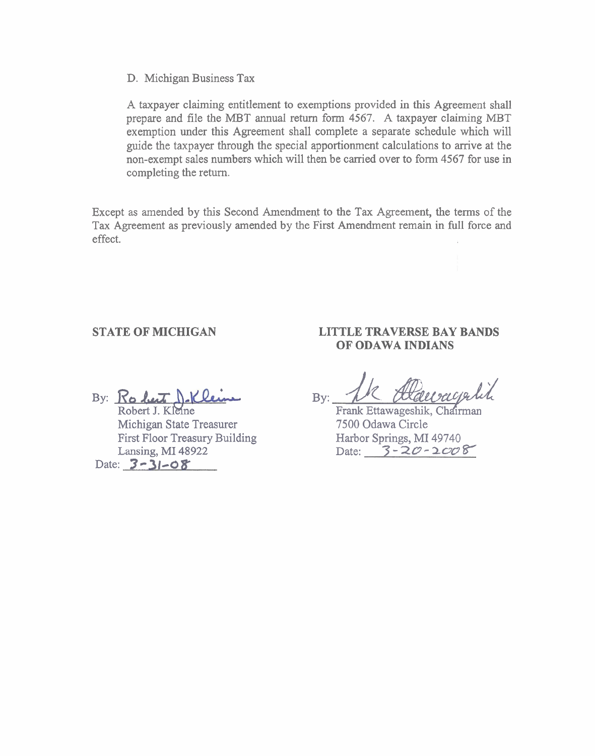D. Michigan Business Tax

A taxpayer claiming entitlement to exemptions provided in this Agreement shall prepare and file the MBT annual return form 4567. A taxpayer claiming MBT exemption under this Agreement shall complete a separate schedule which will guide the taxpayer through the special apportionment calculations to arrive at the non-exempt sales numbers which will then be carried over to form 4567 for use in completing the return.

Except as amended by this Second Amendment to the Tax Agreement, the terms of the Tax Agreement as previously amended by the First Amendment remain in full force and effect.

**STATE OF MICHIGAN**

By: Robert J. Kleine

Robert J. Kleine
Michigan State Treasurer
First Floor Treasury Building
Lansing, MI 48922
Date: 3-31-08

**LITTLE TRAVERSE BAY BANDS OF ODAWA INDIANS**

By: FK Ettawageshik

Frank Ettawageshik, Chairman
7500 Odawa Circle
Harbor Springs, MI 49740
Date: 3-20-2008